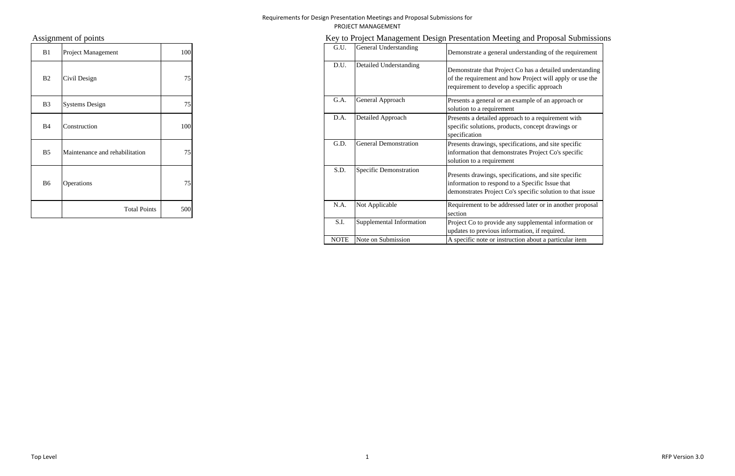Requirements for Design Presentation Meetings and Proposal Submissions for

PROJECT MANAGEMENT

## Assignment of points

| | | |
|---|---|---|
| B1 | Project Management | 100 |
| B2 | Civil Design | 75 |
| B3 | Systems Design | 75 |
| B4 | Construction | 100 |
| B5 | Maintenance and rehabilitation | 75 |
| B6 | Operations | 75 |
| | Total Points | 500 |

## Key to Project Management Design Presentation Meeting and Proposal Submissions

| | | |
|---|---|---|
| G.U. | General Understanding | Demonstrate a general understanding of the requirement |
| D.U. | Detailed Understanding | Demonstrate that Project Co has a detailed understanding of the requirement and how Project will apply or use the requirement to develop a specific approach |
| G.A. | General Approach | Presents a general or an example of an approach or solution to a requirement |
| D.A. | Detailed Approach | Presents a detailed approach to a requirement with specific solutions, products, concept drawings or specification |
| G.D. | General Demonstration | Presents drawings, specifications, and site specific information that demonstrates Project Co's specific solution to a requirement |
| S.D. | Specific Demonstration | Presents drawings, specifications, and site specific information to respond to a Specific Issue that demonstrates Project Co's specific solution to that issue |
| N.A. | Not Applicable | Requirement to be addressed later or in another proposal section |
| S.I. | Supplemental Information | Project Co to provide any supplemental information or updates to previous information, if required. |
| NOTE | Note on Submission | A specific note or instruction about a particular item |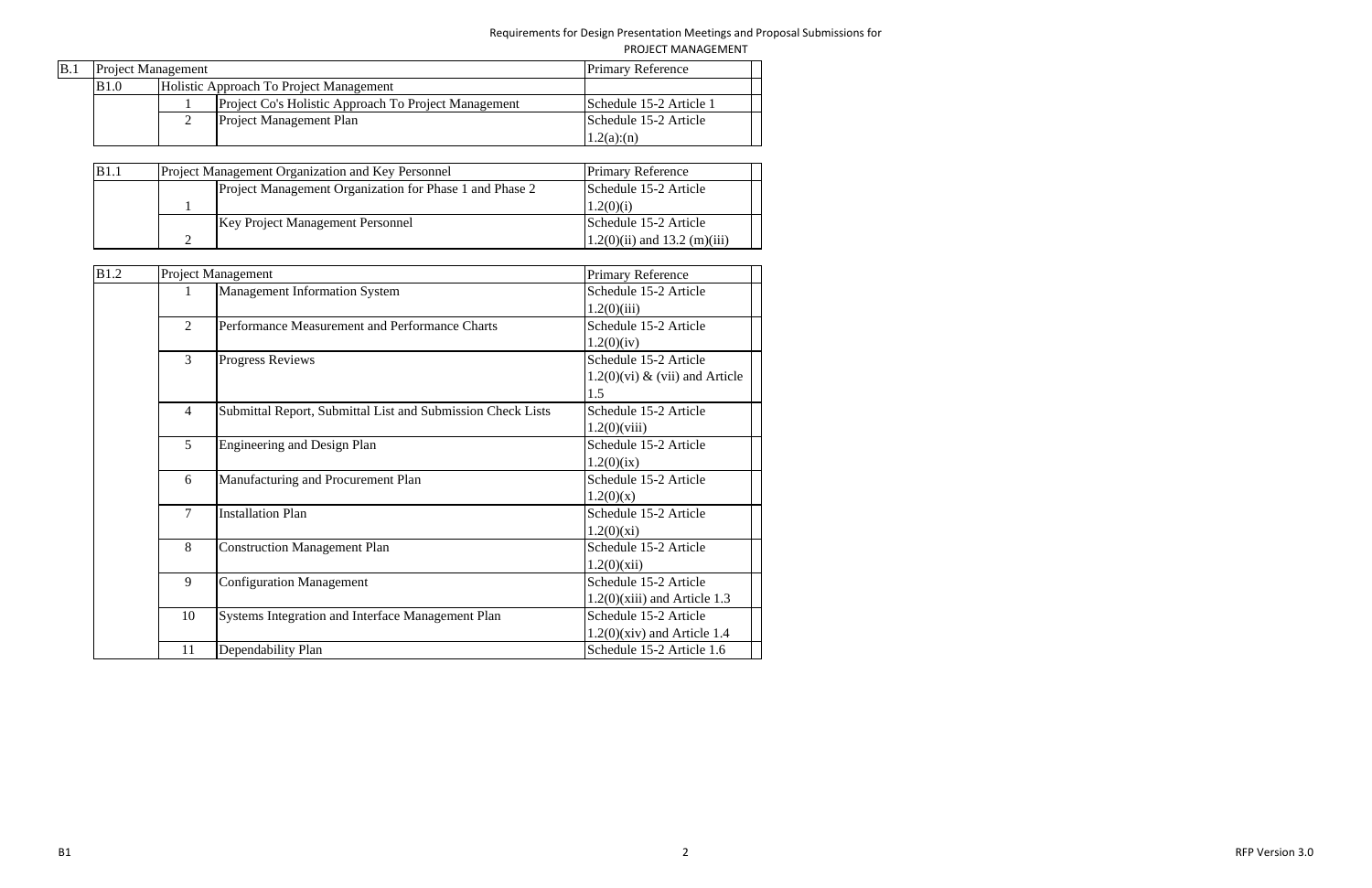Requirements for Design Presentation Meetings and Proposal Submissions for

PROJECT MANAGEMENT

| B.1 | Project Management | | | Primary Reference | |
|---|---|---|---|---|---|
| | B1.0 | Holistic Approach To Project Management | | | |
| | | 1 | Project Co's Holistic Approach To Project Management | Schedule 15-2 Article 1 | |
| | | 2 | Project Management Plan | Schedule 15-2 Article 1.2(a):(n) | |

| B1.1 | Project Management Organization and Key Personnel | | Primary Reference | |
|---|---|---|---|---|
| | 1 | Project Management Organization for Phase 1 and Phase 2 | Schedule 15-2 Article 1.2(0)(i) | |
| | 2 | Key Project Management Personnel | Schedule 15-2 Article 1.2(0)(ii) and 13.2 (m)(iii) | |

| B1.2 | Project Management | | Primary Reference | |
|---|---|---|---|---|
| | 1 | Management Information System | Schedule 15-2 Article 1.2(0)(iii) | |
| | 2 | Performance Measurement and Performance Charts | Schedule 15-2 Article 1.2(0)(iv) | |
| | 3 | Progress Reviews | Schedule 15-2 Article 1.2(0)(vi) & (vii) and Article 1.5 | |
| | 4 | Submittal Report, Submittal List and Submission Check Lists | Schedule 15-2 Article 1.2(0)(viii) | |
| | 5 | Engineering and Design Plan | Schedule 15-2 Article 1.2(0)(ix) | |
| | 6 | Manufacturing and Procurement Plan | Schedule 15-2 Article 1.2(0)(x) | |
| | 7 | Installation Plan | Schedule 15-2 Article 1.2(0)(xi) | |
| | 8 | Construction Management Plan | Schedule 15-2 Article 1.2(0)(xii) | |
| | 9 | Configuration Management | Schedule 15-2 Article 1.2(0)(xiii) and Article 1.3 | |
| | 10 | Systems Integration and Interface Management Plan | Schedule 15-2 Article 1.2(0)(xiv) and Article 1.4 | |
| | 11 | Dependability Plan | Schedule 15-2 Article 1.6 | |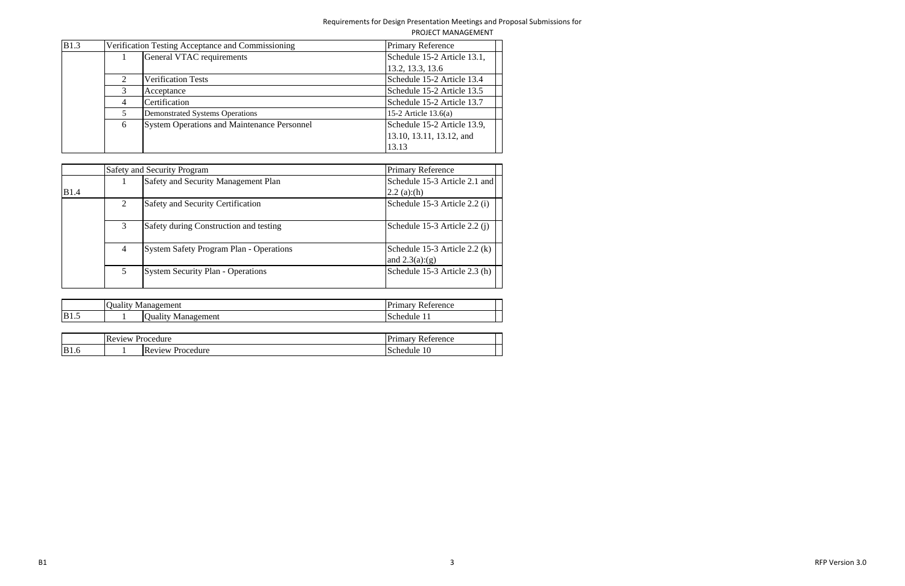Requirements for Design Presentation Meetings and Proposal Submissions for

PROJECT MANAGEMENT

| B1.3 | Verification Testing Acceptance and Commissioning | | Primary Reference | |
|---|---|---|---|---|
| | 1 | General VTAC requirements | Schedule 15-2 Article 13.1, 13.2, 13.3, 13.6 | |
| | 2 | Verification Tests | Schedule 15-2 Article 13.4 | |
| | 3 | Acceptance | Schedule 15-2 Article 13.5 | |
| | 4 | Certification | Schedule 15-2 Article 13.7 | |
| | 5 | Demonstrated Systems Operations | 15-2 Article 13.6(a) | |
| | 6 | System Operations and Maintenance Personnel | Schedule 15-2 Article 13.9, 13.10, 13.11, 13.12, and 13.13 | |

| | Safety and Security Program | | Primary Reference | |
|---|---|---|---|---|
| B1.4 | 1 | Safety and Security Management Plan | Schedule 15-3 Article 2.1 and 2.2 (a):(h) | |
| | 2 | Safety and Security Certification | Schedule 15-3 Article 2.2 (i) | |
| | 3 | Safety during Construction and testing | Schedule 15-3 Article 2.2 (j) | |
| | 4 | System Safety Program Plan - Operations | Schedule 15-3 Article 2.2 (k) and 2.3(a):(g) | |
| | 5 | System Security Plan - Operations | Schedule 15-3 Article 2.3 (h) | |

| | Quality Management | | Primary Reference | |
|---|---|---|---|---|
| B1.5 | 1 | Quality Management | Schedule 11 | |

| | Review Procedure | | Primary Reference | |
|---|---|---|---|---|
| B1.6 | 1 | Review Procedure | Schedule 10 | |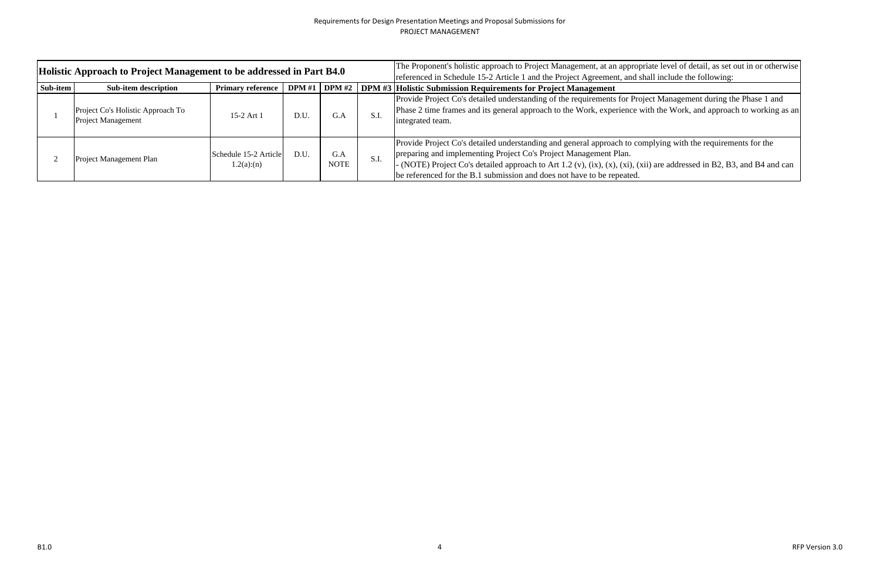Requirements for Design Presentation Meetings and Proposal Submissions for
PROJECT MANAGEMENT

| **Holistic Approach to Project Management to be addressed in Part B4.0** | | | | | | The Proponent's holistic approach to Project Management, at an appropriate level of detail, as set out in or otherwise referenced in Schedule 15-2 Article 1 and the Project Agreement, and shall include the following: |
|---|---|---|---|---|---|---|
| **Sub-item** | **Sub-item description** | **Primary reference** | **DPM #1** | **DPM #2** | **DPM #3** | **Holistic Submission Requirements for Project Management** |
| 1 | Project Co's Holistic Approach To Project Management | 15-2 Art 1 | D.U. | G.A | S.I. | Provide Project Co's detailed understanding of the requirements for Project Management during the Phase 1 and Phase 2 time frames and its general approach to the Work, experience with the Work, and approach to working as an integrated team. |
| 2 | Project Management Plan | Schedule 15-2 Article 1.2(a):(n) | D.U. | G.A NOTE | S.I. | Provide Project Co's detailed understanding and general approach to complying with the requirements for the preparing and implementing Project Co's Project Management Plan.<br>- (NOTE) Project Co's detailed approach to Art 1.2 (v), (ix), (x), (xi), (xii) are addressed in B2, B3, and B4 and can be referenced for the B.1 submission and does not have to be repeated. |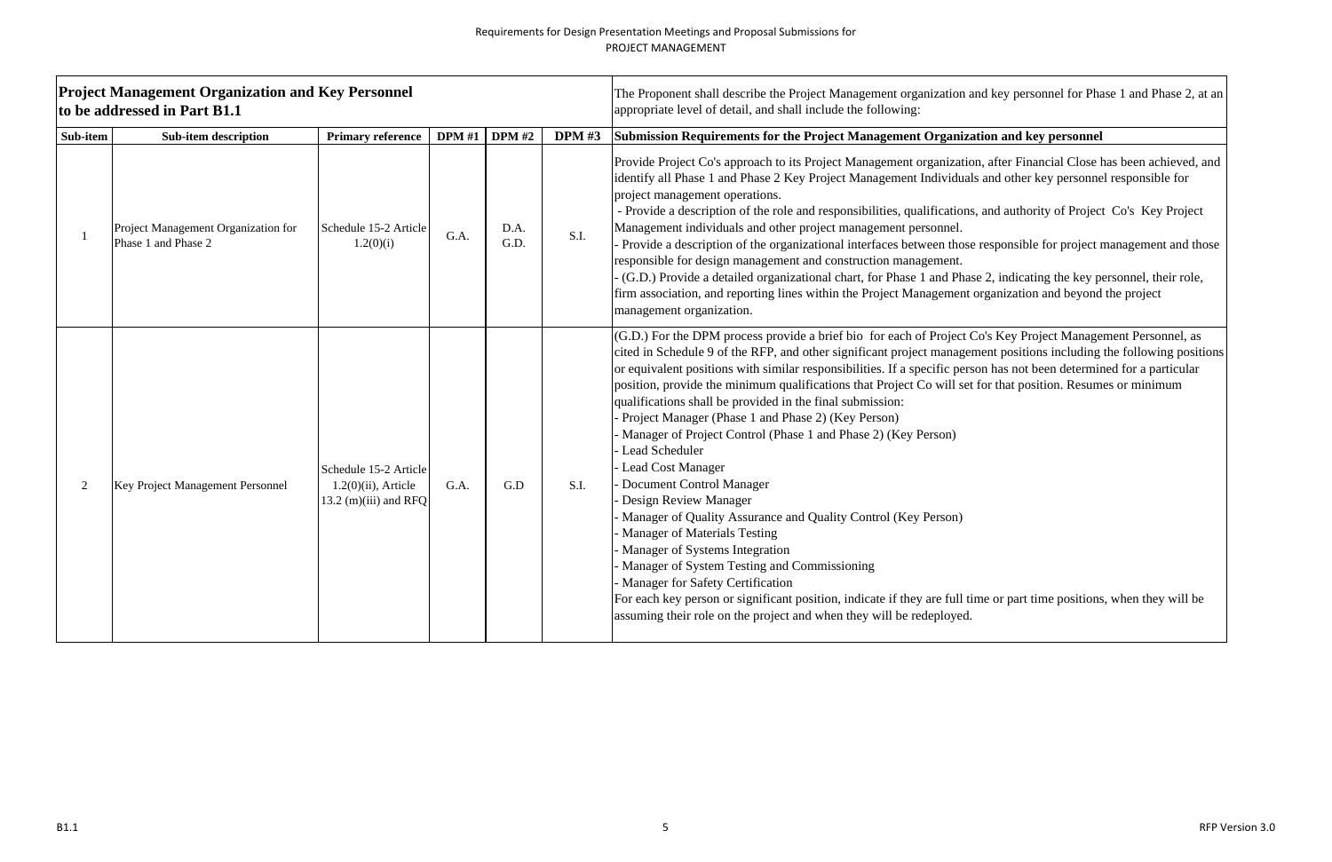Requirements for Design Presentation Meetings and Proposal Submissions for
PROJECT MANAGEMENT

| **Project Management Organization and Key Personnel to be addressed in Part B1.1** | | | | | | The Proponent shall describe the Project Management organization and key personnel for Phase 1 and Phase 2, at an appropriate level of detail, and shall include the following: |
|---|---|---|---|---|---|---|
| **Sub-item** | **Sub-item description** | **Primary reference** | **DPM #1** | **DPM #2** | **DPM #3** | **Submission Requirements for the Project Management Organization and key personnel** |
| 1 | Project Management Organization for Phase 1 and Phase 2 | Schedule 15-2 Article 1.2(0)(i) | G.A. | D.A. G.D. | S.I. | Provide Project Co's approach to its Project Management organization, after Financial Close has been achieved, and identify all Phase 1 and Phase 2 Key Project Management Individuals and other key personnel responsible for project management operations.<br>- Provide a description of the role and responsibilities, qualifications, and authority of Project Co's Key Project Management individuals and other project management personnel.<br>- Provide a description of the organizational interfaces between those responsible for project management and those responsible for design management and construction management.<br>- (G.D.) Provide a detailed organizational chart, for Phase 1 and Phase 2, indicating the key personnel, their role, firm association, and reporting lines within the Project Management organization and beyond the project management organization. |
| 2 | Key Project Management Personnel | Schedule 15-2 Article 1.2(0)(ii), Article 13.2 (m)(iii) and RFQ | G.A. | G.D | S.I. | (G.D.) For the DPM process provide a brief bio for each of Project Co's Key Project Management Personnel, as cited in Schedule 9 of the RFP, and other significant project management positions including the following positions or equivalent positions with similar responsibilities. If a specific person has not been determined for a particular position, provide the minimum qualifications that Project Co will set for that position. Resumes or minimum qualifications shall be provided in the final submission:<br>- Project Manager (Phase 1 and Phase 2) (Key Person)<br>- Manager of Project Control (Phase 1 and Phase 2) (Key Person)<br>- Lead Scheduler<br>- Lead Cost Manager<br>- Document Control Manager<br>- Design Review Manager<br>- Manager of Quality Assurance and Quality Control (Key Person)<br>- Manager of Materials Testing<br>- Manager of Systems Integration<br>- Manager of System Testing and Commissioning<br>- Manager for Safety Certification<br>For each key person or significant position, indicate if they are full time or part time positions, when they will be assuming their role on the project and when they will be redeployed. |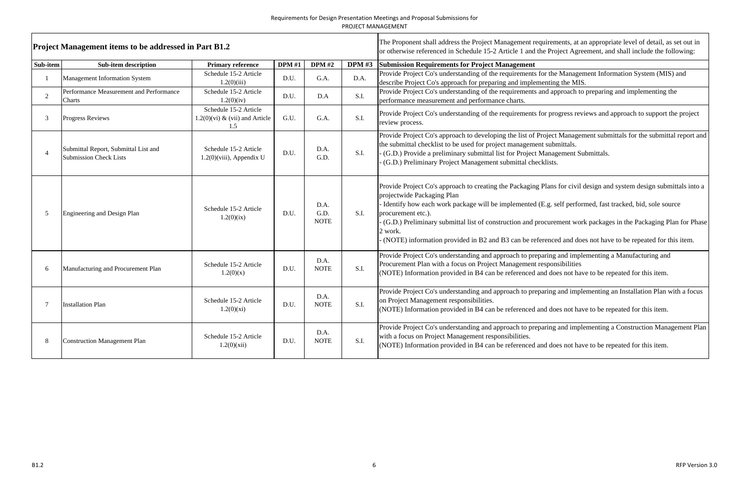Requirements for Design Presentation Meetings and Proposal Submissions for
PROJECT MANAGEMENT

| **Project Management items to be addressed in Part B1.2** | | | | | | The Proponent shall address the Project Management requirements, at an appropriate level of detail, as set out in or otherwise referenced in Schedule 15-2 Article 1 and the Project Agreement, and shall include the following: |
|---|---|---|---|---|---|---|
| **Sub-item** | **Sub-item description** | **Primary reference** | **DPM #1** | **DPM #2** | **DPM #3** | **Submission Requirements for Project Management** |
| 1 | Management Information System | Schedule 15-2 Article 1.2(0)(iii) | D.U. | G.A. | D.A. | Provide Project Co's understanding of the requirements for the Management Information System (MIS) and describe Project Co's approach for preparing and implementing the MIS. |
| 2 | Performance Measurement and Performance Charts | Schedule 15-2 Article 1.2(0)(iv) | D.U. | D.A | S.I. | Provide Project Co's understanding of the requirements and approach to preparing and implementing the performance measurement and performance charts. |
| 3 | Progress Reviews | Schedule 15-2 Article 1.2(0)(vi) & (vii) and Article 1.5 | G.U. | G.A. | S.I. | Provide Project Co's understanding of the requirements for progress reviews and approach to support the project review process. |
| 4 | Submittal Report, Submittal List and Submission Check Lists | Schedule 15-2 Article 1.2(0)(viii), Appendix U | D.U. | D.A.<br>G.D. | S.I. | Provide Project Co's approach to developing the list of Project Management submittals for the submittal report and the submittal checklist to be used for project management submittals.<br>- (G.D.) Provide a preliminary submittal list for Project Management Submittals.<br>- (G.D.) Preliminary Project Management submittal checklists. |
| 5 | Engineering and Design Plan | Schedule 15-2 Article 1.2(0)(ix) | D.U. | D.A.<br>G.D.<br>NOTE | S.I. | Provide Project Co's approach to creating the Packaging Plans for civil design and system design submittals into a projectwide Packaging Plan<br>- Identify how each work package will be implemented (E.g. self performed, fast tracked, bid, sole source procurement etc.).<br>- (G.D.) Preliminary submittal list of construction and procurement work packages in the Packaging Plan for Phase 2 work.<br>- (NOTE) information provided in B2 and B3 can be referenced and does not have to be repeated for this item. |
| 6 | Manufacturing and Procurement Plan | Schedule 15-2 Article 1.2(0)(x) | D.U. | D.A.<br>NOTE | S.I. | Provide Project Co's understanding and approach to preparing and implementing a Manufacturing and Procurement Plan with a focus on Project Management responsibilities<br>(NOTE) Information provided in B4 can be referenced and does not have to be repeated for this item. |
| 7 | Installation Plan | Schedule 15-2 Article 1.2(0)(xi) | D.U. | D.A.<br>NOTE | S.I. | Provide Project Co's understanding and approach to preparing and implementing an Installation Plan with a focus on Project Management responsibilities.<br>(NOTE) Information provided in B4 can be referenced and does not have to be repeated for this item. |
| 8 | Construction Management Plan | Schedule 15-2 Article 1.2(0)(xii) | D.U. | D.A.<br>NOTE | S.I. | Provide Project Co's understanding and approach to preparing and implementing a Construction Management Plan with a focus on Project Management responsibilities.<br>(NOTE) Information provided in B4 can be referenced and does not have to be repeated for this item. |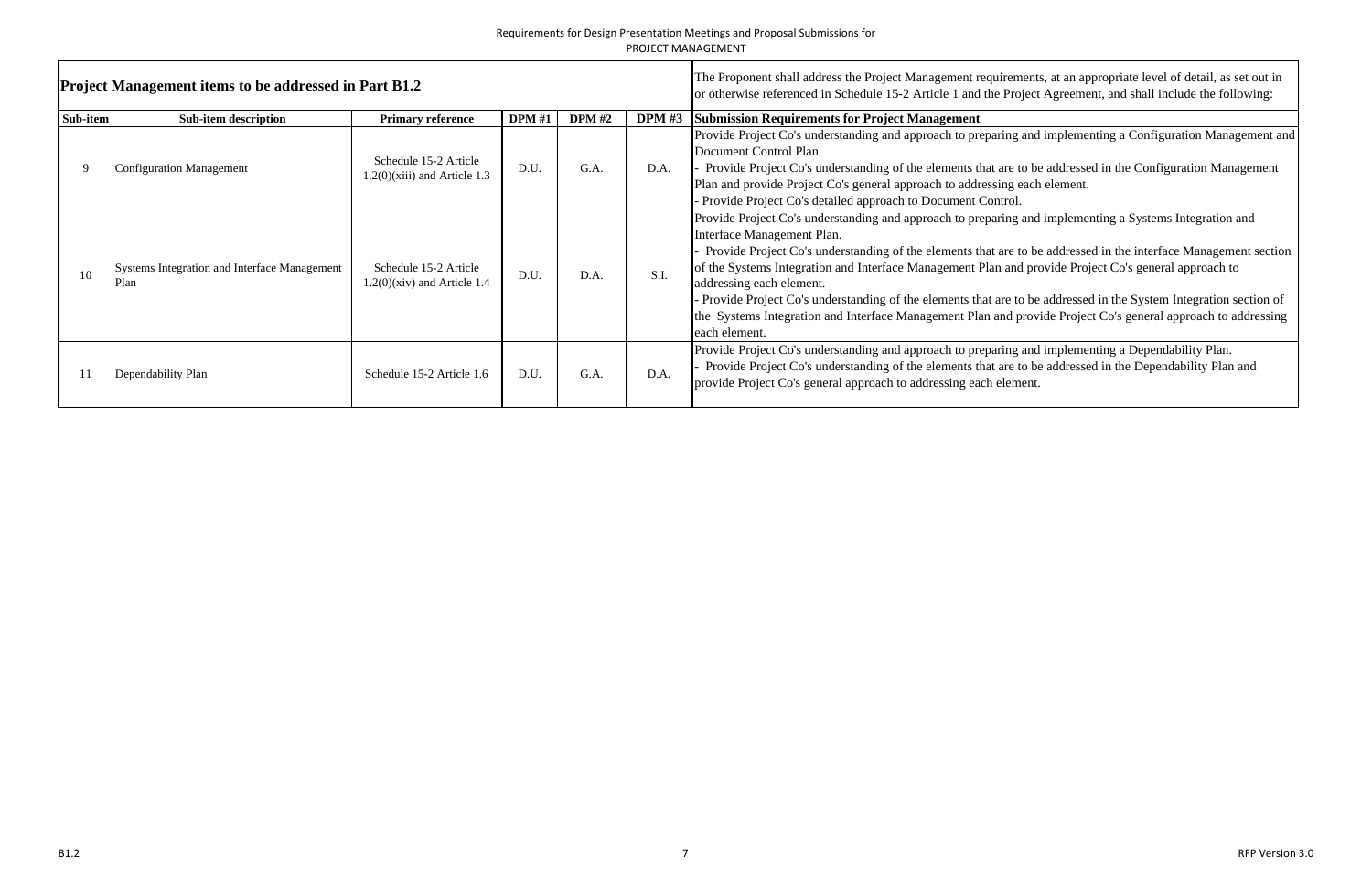Requirements for Design Presentation Meetings and Proposal Submissions for
PROJECT MANAGEMENT

| **Project Management items to be addressed in Part B1.2** | | | | | | The Proponent shall address the Project Management requirements, at an appropriate level of detail, as set out in or otherwise referenced in Schedule 15-2 Article 1 and the Project Agreement, and shall include the following: |
|---|---|---|---|---|---|---|
| **Sub-item** | **Sub-item description** | **Primary reference** | **DPM #1** | **DPM #2** | **DPM #3** | **Submission Requirements for Project Management** |
| 9 | Configuration Management | Schedule 15-2 Article 1.2(0)(xiii) and Article 1.3 | D.U. | G.A. | D.A. | Provide Project Co's understanding and approach to preparing and implementing a Configuration Management and Document Control Plan.<br>- Provide Project Co's understanding of the elements that are to be addressed in the Configuration Management Plan and provide Project Co's general approach to addressing each element.<br>- Provide Project Co's detailed approach to Document Control. |
| 10 | Systems Integration and Interface Management Plan | Schedule 15-2 Article 1.2(0)(xiv) and Article 1.4 | D.U. | D.A. | S.I. | Provide Project Co's understanding and approach to preparing and implementing a Systems Integration and Interface Management Plan.<br>- Provide Project Co's understanding of the elements that are to be addressed in the interface Management section of the Systems Integration and Interface Management Plan and provide Project Co's general approach to addressing each element.<br>- Provide Project Co's understanding of the elements that are to be addressed in the System Integration section of the Systems Integration and Interface Management Plan and provide Project Co's general approach to addressing each element. |
| 11 | Dependability Plan | Schedule 15-2 Article 1.6 | D.U. | G.A. | D.A. | Provide Project Co's understanding and approach to preparing and implementing a Dependability Plan.<br>- Provide Project Co's understanding of the elements that are to be addressed in the Dependability Plan and provide Project Co's general approach to addressing each element. |

B1.2

RFP Version 3.0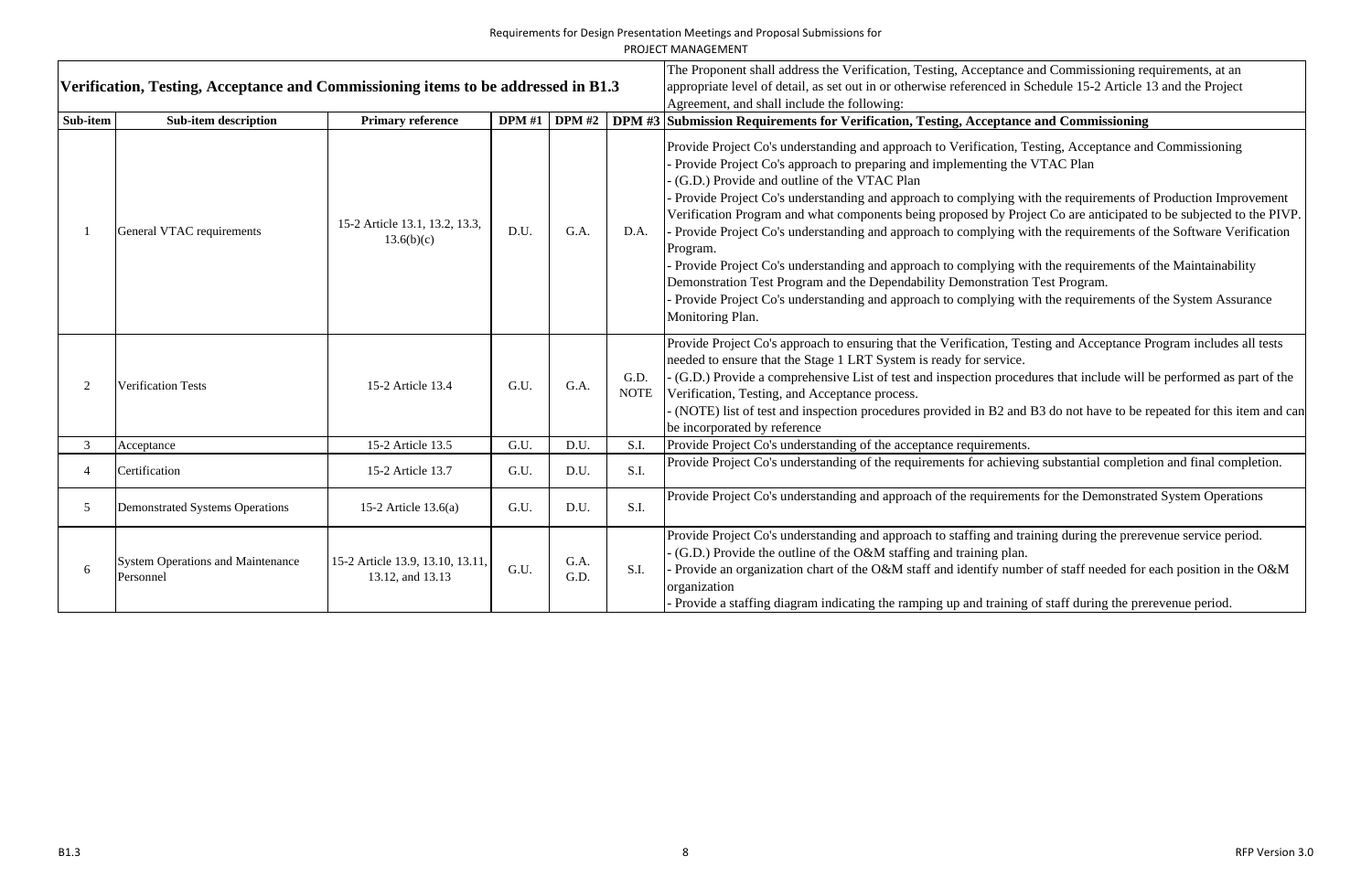| Verification, Testing, Acceptance and Commissioning items to be addressed in B1.3 | | | | | | The Proponent shall address the Verification, Testing, Acceptance and Commissioning requirements, at an appropriate level of detail, as set out in or otherwise referenced in Schedule 15-2 Article 13 and the Project Agreement, and shall include the following: |
|---|---|---|---|---|---|---|
| **Sub-item** | **Sub-item description** | **Primary reference** | **DPM #1** | **DPM #2** | **DPM #3** | **Submission Requirements for Verification, Testing, Acceptance and Commissioning** |
| 1 | General VTAC requirements | 15-2 Article 13.1, 13.2, 13.3, 13.6(b)(c) | D.U. | G.A. | D.A. | Provide Project Co's understanding and approach to Verification, Testing, Acceptance and Commissioning<br>- Provide Project Co's approach to preparing and implementing the VTAC Plan<br>- (G.D.) Provide and outline of the VTAC Plan<br>- Provide Project Co's understanding and approach to complying with the requirements of Production Improvement Verification Program and what components being proposed by Project Co are anticipated to be subjected to the PIVP.<br>- Provide Project Co's understanding and approach to complying with the requirements of the Software Verification Program.<br>- Provide Project Co's understanding and approach to complying with the requirements of the Maintainability Demonstration Test Program and the Dependability Demonstration Test Program.<br>- Provide Project Co's understanding and approach to complying with the requirements of the System Assurance Monitoring Plan. |
| 2 | Verification Tests | 15-2 Article 13.4 | G.U. | G.A. | G.D. NOTE | Provide Project Co's approach to ensuring that the Verification, Testing and Acceptance Program includes all tests needed to ensure that the Stage 1 LRT System is ready for service.<br>- (G.D.) Provide a comprehensive List of test and inspection procedures that include will be performed as part of the Verification, Testing, and Acceptance process.<br>- (NOTE) list of test and inspection procedures provided in B2 and B3 do not have to be repeated for this item and can be incorporated by reference |
| 3 | Acceptance | 15-2 Article 13.5 | G.U. | D.U. | S.I. | Provide Project Co's understanding of the acceptance requirements. |
| 4 | Certification | 15-2 Article 13.7 | G.U. | D.U. | S.I. | Provide Project Co's understanding of the requirements for achieving substantial completion and final completion. |
| 5 | Demonstrated Systems Operations | 15-2 Article 13.6(a) | G.U. | D.U. | S.I. | Provide Project Co's understanding and approach of the requirements for the Demonstrated System Operations |
| 6 | System Operations and Maintenance Personnel | 15-2 Article 13.9, 13.10, 13.11, 13.12, and 13.13 | G.U. | G.A. G.D. | S.I. | Provide Project Co's understanding and approach to staffing and training during the prerevenue service period.<br>- (G.D.) Provide the outline of the O&M staffing and training plan.<br>- Provide an organization chart of the O&M staff and identify number of staff needed for each position in the O&M organization<br>- Provide a staffing diagram indicating the ramping up and training of staff during the prerevenue period. |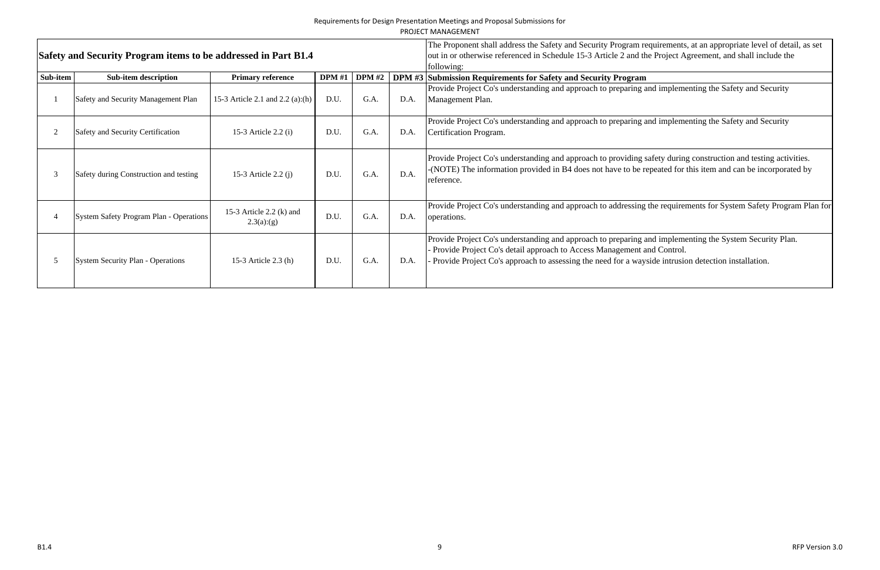| Safety and Security Program items to be addressed in Part B1.4 | | | | | | The Proponent shall address the Safety and Security Program requirements, at an appropriate level of detail, as set out in or otherwise referenced in Schedule 15-3 Article 2 and the Project Agreement, and shall include the following: |
|---|---|---|---|---|---|---|
| **Sub-item** | **Sub-item description** | **Primary reference** | **DPM #1** | **DPM #2** | **DPM #3** | **Submission Requirements for Safety and Security Program** |
| 1 | Safety and Security Management Plan | 15-3 Article 2.1 and 2.2 (a):(h) | D.U. | G.A. | D.A. | Provide Project Co's understanding and approach to preparing and implementing the Safety and Security Management Plan. |
| 2 | Safety and Security Certification | 15-3 Article 2.2 (i) | D.U. | G.A. | D.A. | Provide Project Co's understanding and approach to preparing and implementing the Safety and Security Certification Program. |
| 3 | Safety during Construction and testing | 15-3 Article 2.2 (j) | D.U. | G.A. | D.A. | Provide Project Co's understanding and approach to providing safety during construction and testing activities. -(NOTE) The information provided in B4 does not have to be repeated for this item and can be incorporated by reference. |
| 4 | System Safety Program Plan - Operations | 15-3 Article 2.2 (k) and 2.3(a):(g) | D.U. | G.A. | D.A. | Provide Project Co's understanding and approach to addressing the requirements for System Safety Program Plan for operations. |
| 5 | System Security Plan - Operations | 15-3 Article 2.3 (h) | D.U. | G.A. | D.A. | Provide Project Co's understanding and approach to preparing and implementing the System Security Plan.<br>- Provide Project Co's detail approach to Access Management and Control.<br>- Provide Project Co's approach to assessing the need for a wayside intrusion detection installation. |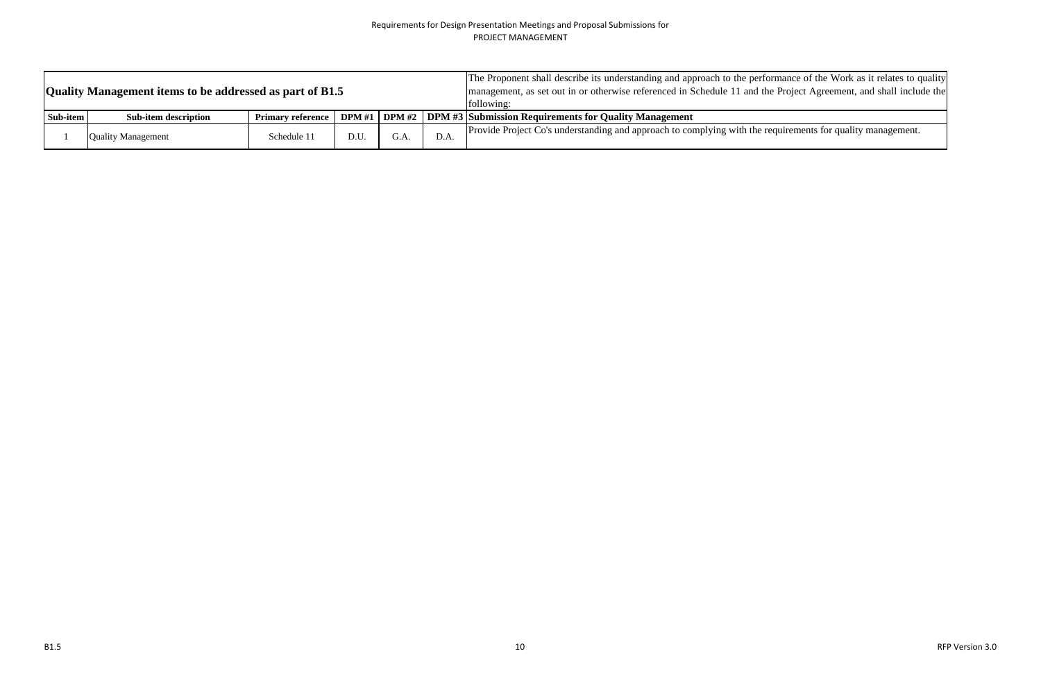| Quality Management items to be addressed as part of B1.5 | | | | | | The Proponent shall describe its understanding and approach to the performance of the Work as it relates to quality management, as set out in or otherwise referenced in Schedule 11 and the Project Agreement, and shall include the following: |
|---|---|---|---|---|---|---|
| **Sub-item** | **Sub-item description** | **Primary reference** | **DPM #1** | **DPM #2** | **DPM #3** | **Submission Requirements for Quality Management** |
| 1 | Quality Management | Schedule 11 | D.U. | G.A. | D.A. | Provide Project Co's understanding and approach to complying with the requirements for quality management. |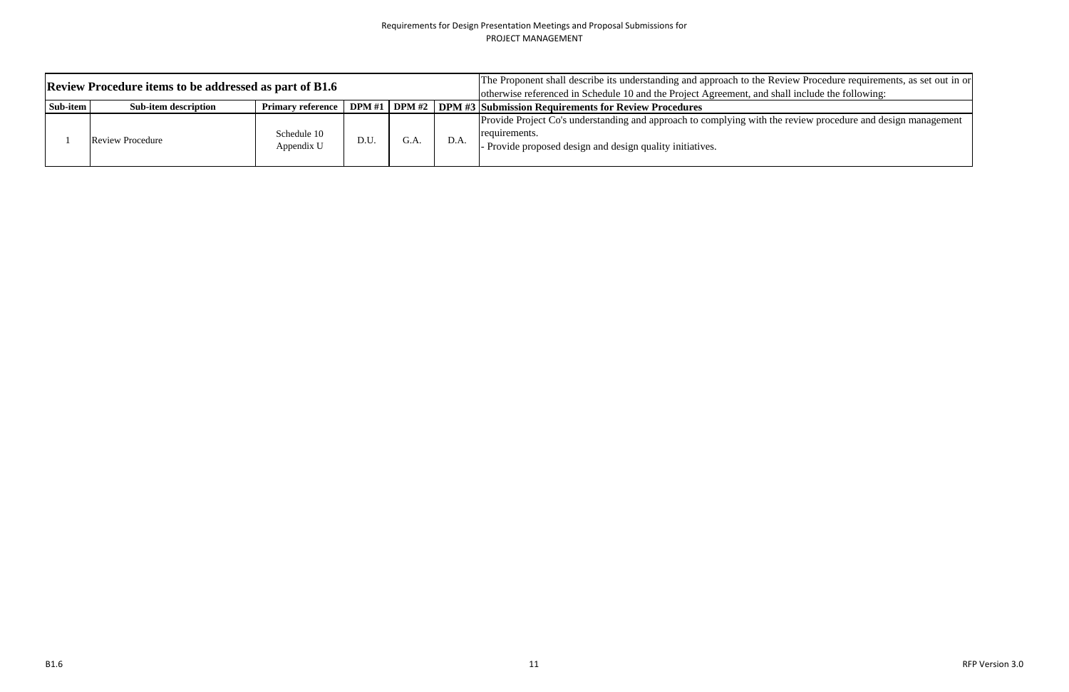| Review Procedure items to be addressed as part of B1.6 | | | | | | The Proponent shall describe its understanding and approach to the Review Procedure requirements, as set out in or otherwise referenced in Schedule 10 and the Project Agreement, and shall include the following: |
|---|---|---|---|---|---|---|
| **Sub-item** | **Sub-item description** | **Primary reference** | **DPM #1** | **DPM #2** | **DPM #3** | **Submission Requirements for Review Procedures** |
| 1 | Review Procedure | Schedule 10 Appendix U | D.U. | G.A. | D.A. | Provide Project Co's understanding and approach to complying with the review procedure and design management requirements.<br>- Provide proposed design and design quality initiatives. |